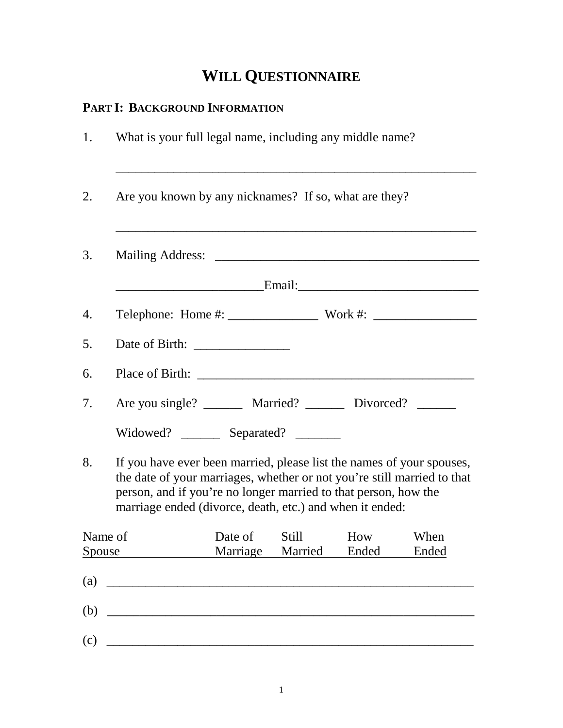# WILL QUESTIONNAIRE

## PART I: BACKGROUND INFORMATION

1. What is your full legal name, including any middle name?

   ________________________________________________________

2. Are you known by any nicknames? If so, what are they?

   ________________________________________________________

3. Mailing Address: ________________________________________

   ______________________Email:____________________________

4. Telephone: Home #: ______________ Work #: ________________

5. Date of Birth: _______________

6. Place of Birth: __________________________________________

7. Are you single? ______ Married? ______ Divorced? ______

   Widowed? ______ Separated? _______

8. If you have ever been married, please list the names of your spouses, the date of your marriages, whether or not you're still married to that person, and if you're no longer married to that person, how the marriage ended (divorce, death, etc.) and when it ended:

| | Name of Spouse | Date of Marriage | Still Married | How Ended | When Ended |
|---|---|---|---|---|---|
| (a) | | | | | |
| (b) | | | | | |
| (c) | | | | | |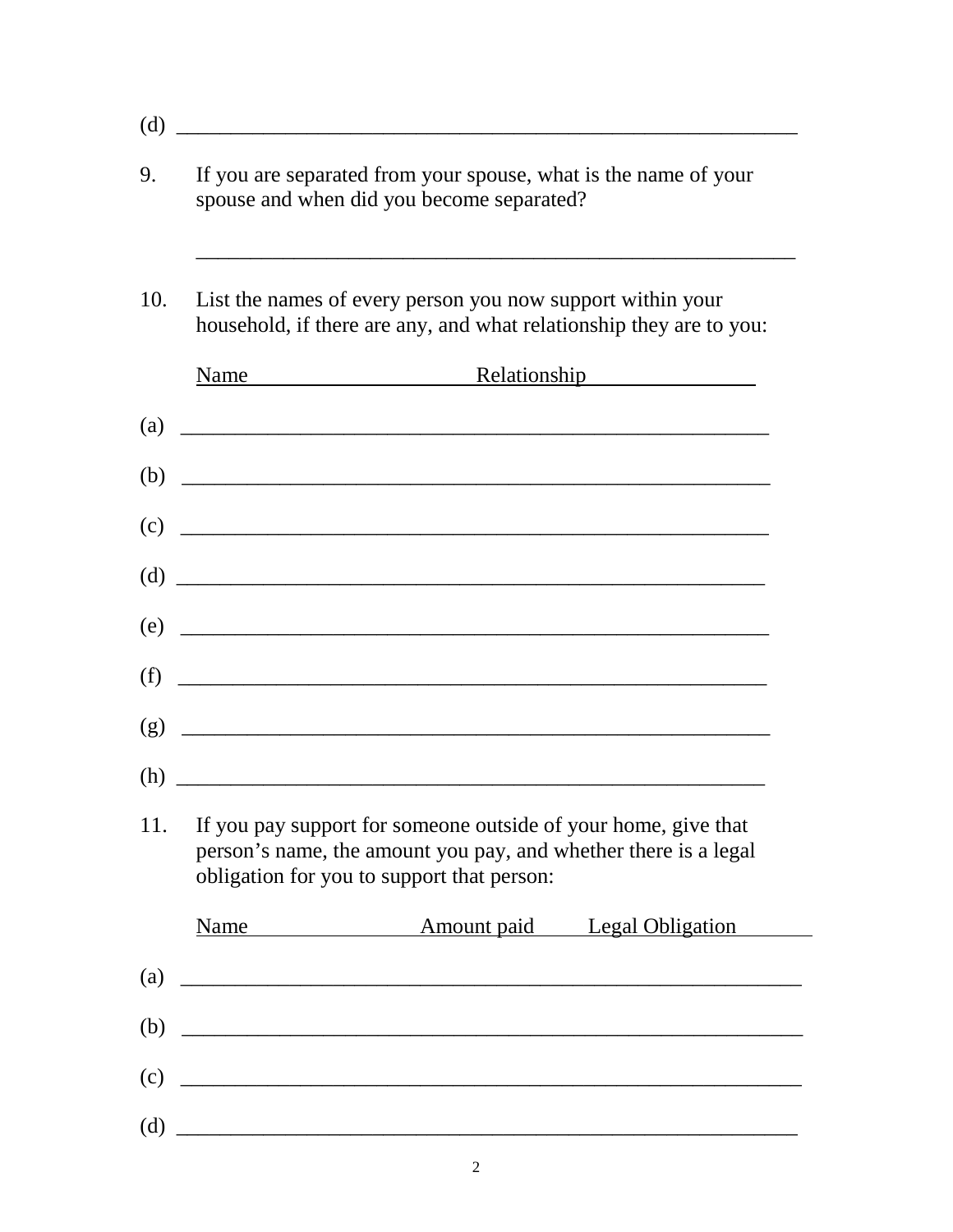(d) ____________________________________________________________

9. If you are separated from your spouse, what is the name of your spouse and when did you become separated?

____________________________________________________________

10. List the names of every person you now support within your household, if there are any, and what relationship they are to you:

Name Relationship

(a) ____________________________________________________________

(b) ____________________________________________________________

(c) ____________________________________________________________

(d) ____________________________________________________________

(e) ____________________________________________________________

(f) ____________________________________________________________

(g) ____________________________________________________________

(h) ____________________________________________________________

11. If you pay support for someone outside of your home, give that person's name, the amount you pay, and whether there is a legal obligation for you to support that person:

Name Amount paid Legal Obligation

(a) ____________________________________________________________

(b) ____________________________________________________________

(c) ____________________________________________________________

(d) ____________________________________________________________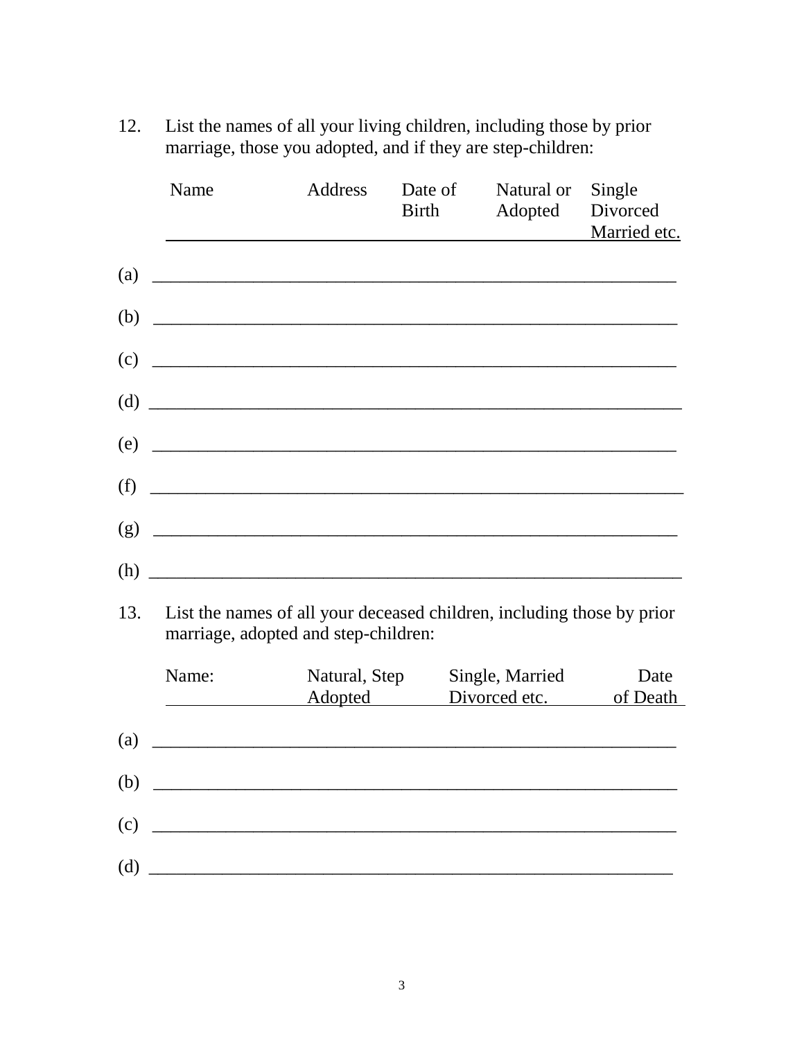12. List the names of all your living children, including those by prior marriage, those you adopted, and if they are step-children:

| Name | Address | Date of Birth | Natural or Adopted | Single Divorced Married etc. |
|---|---|---|---|---|
| (a) | | | | |
| (b) | | | | |
| (c) | | | | |
| (d) | | | | |
| (e) | | | | |
| (f) | | | | |
| (g) | | | | |
| (h) | | | | |

13. List the names of all your deceased children, including those by prior marriage, adopted and step-children:

| Name: | Natural, Step Adopted | Single, Married Divorced etc. | Date of Death |
|---|---|---|---|
| (a) | | | |
| (b) | | | |
| (c) | | | |
| (d) | | | |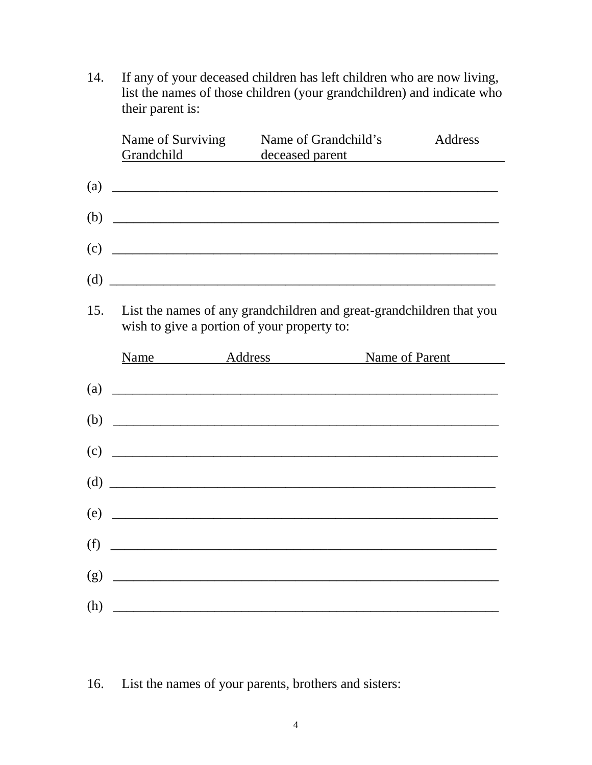14. If any of your deceased children has left children who are now living, list the names of those children (your grandchildren) and indicate who their parent is:

| Name of Surviving Grandchild | Name of Grandchild's deceased parent | Address |
|---|---|---|

(a) ____________________________________________________________

(b) ____________________________________________________________

(c) ____________________________________________________________

(d) ____________________________________________________________

15. List the names of any grandchildren and great-grandchildren that you wish to give a portion of your property to:

| Name | Address | Name of Parent |
|---|---|---|

(a) ____________________________________________________________

(b) ____________________________________________________________

(c) ____________________________________________________________

(d) ____________________________________________________________

(e) ____________________________________________________________

(f) ____________________________________________________________

(g) ____________________________________________________________

(h) ____________________________________________________________

16. List the names of your parents, brothers and sisters: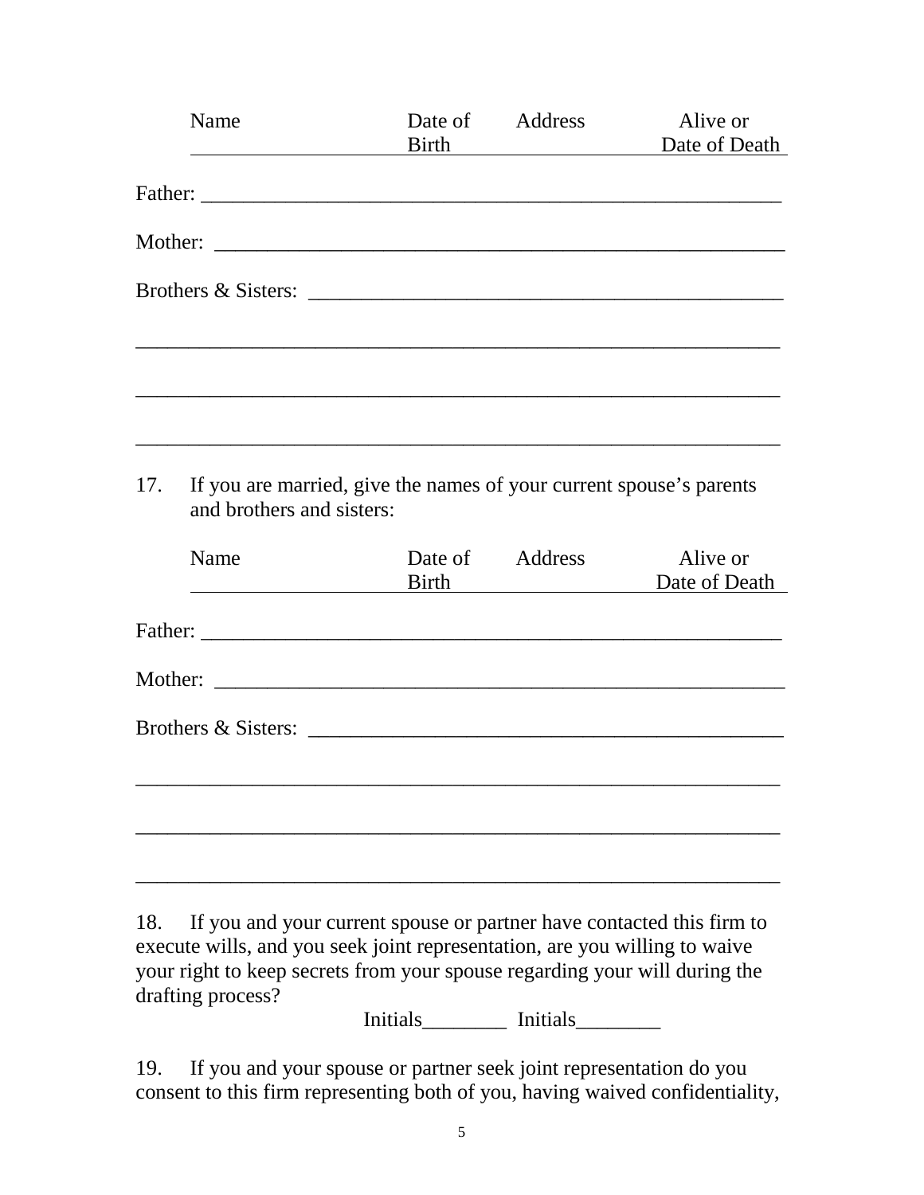| Name | Date of Birth | Address | Alive or Date of Death |
|---|---|---|---|

Father: ________________________________________________________

Mother: ________________________________________________________

Brothers & Sisters: ______________________________________________

________________________________________________________________

________________________________________________________________

________________________________________________________________

17. If you are married, give the names of your current spouse’s parents and brothers and sisters:

| Name | Date of Birth | Address | Alive or Date of Death |
|---|---|---|---|

Father: ________________________________________________________

Mother: ________________________________________________________

Brothers & Sisters: ______________________________________________

________________________________________________________________

________________________________________________________________

________________________________________________________________

18. If you and your current spouse or partner have contacted this firm to execute wills, and you seek joint representation, are you willing to waive your right to keep secrets from your spouse regarding your will during the drafting process?

Initials________ Initials________

19. If you and your spouse or partner seek joint representation do you consent to this firm representing both of you, having waived confidentiality,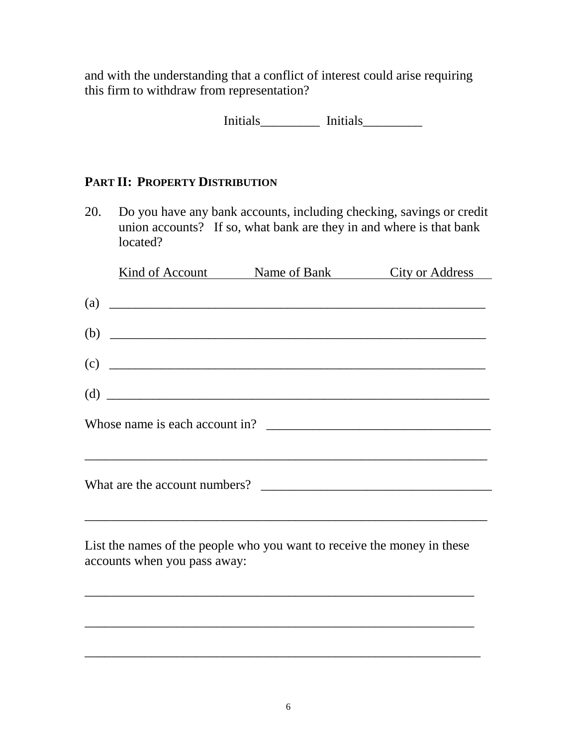and with the understanding that a conflict of interest could arise requiring this firm to withdraw from representation?

Initials_________ Initials_________

## PART II: PROPERTY DISTRIBUTION

20. Do you have any bank accounts, including checking, savings or credit union accounts? If so, what bank are they in and where is that bank located?

| Kind of Account | Name of Bank | City or Address |
| --- | --- | --- |
| (a) | | |
| (b) | | |
| (c) | | |
| (d) | | |

Whose name is each account in? ___________________________________

_______________________________________________________________

What are the account numbers? ___________________________________

_______________________________________________________________

List the names of the people who you want to receive the money in these accounts when you pass away:

_______________________________________________________________

_______________________________________________________________

_______________________________________________________________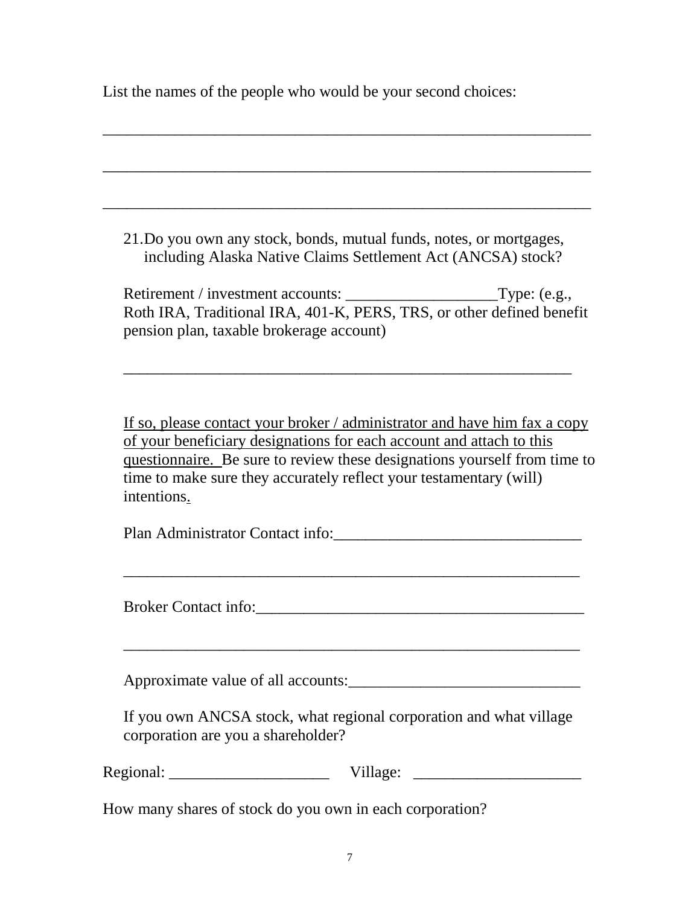List the names of the people who would be your second choices:

_____________________________________________________________

_____________________________________________________________

_____________________________________________________________

21. Do you own any stock, bonds, mutual funds, notes, or mortgages, including Alaska Native Claims Settlement Act (ANCSA) stock?

Retirement / investment accounts: ___________________Type: (e.g., Roth IRA, Traditional IRA, 401-K, PERS, TRS, or other defined benefit pension plan, taxable brokerage account)

_________________________________________________________

<u>If so, please contact your broker / administrator and have him fax a copy of your beneficiary designations for each account and attach to this questionnaire.</u> Be sure to review these designations yourself from time to time to make sure they accurately reflect your testamentary (will) intentions.

Plan Administrator Contact info:_______________________________

__________________________________________________________

Broker Contact info:__________________________________________

__________________________________________________________

Approximate value of all accounts:_____________________________

If you own ANCSA stock, what regional corporation and what village corporation are you a shareholder?

Regional: ____________________ Village: _____________________

How many shares of stock do you own in each corporation?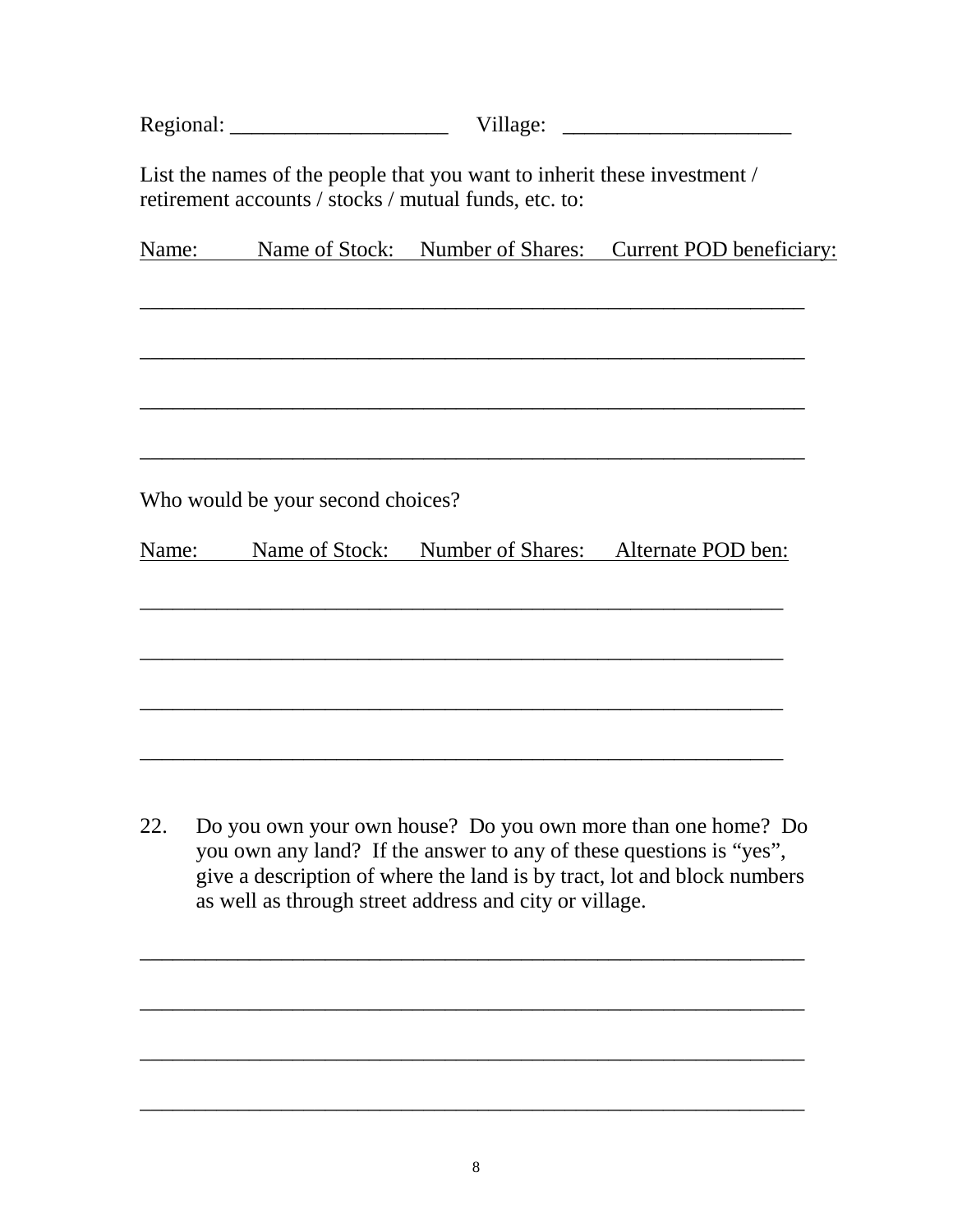Regional: ____________________ Village: _____________________

List the names of the people that you want to inherit these investment / retirement accounts / stocks / mutual funds, etc. to:

| Name: | Name of Stock: | Number of Shares: | Current POD beneficiary: |
|---|---|---|---|
| | | | |
| | | | |
| | | | |
| | | | |

Who would be your second choices?

| Name: | Name of Stock: | Number of Shares: | Alternate POD ben: |
|---|---|---|---|
| | | | |
| | | | |
| | | | |
| | | | |

22. Do you own your own house? Do you own more than one home? Do you own any land? If the answer to any of these questions is "yes", give a description of where the land is by tract, lot and block numbers as well as through street address and city or village.

_______________________________________________________________

_______________________________________________________________

_______________________________________________________________

_______________________________________________________________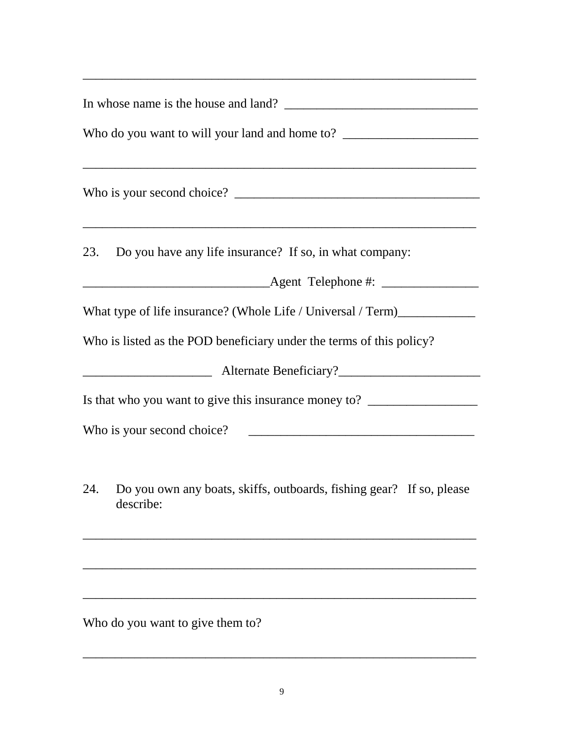\_\_\_\_\_\_\_\_\_\_\_\_\_\_\_\_\_\_\_\_\_\_\_\_\_\_\_\_\_\_\_\_\_\_\_\_\_\_\_\_\_\_\_\_\_\_\_\_\_\_\_\_\_\_\_\_\_\_\_\_\_\_

In whose name is the house and land? \_\_\_\_\_\_\_\_\_\_\_\_\_\_\_\_\_\_\_\_\_\_\_\_\_\_\_\_\_\_\_

Who do you want to will your land and home to? \_\_\_\_\_\_\_\_\_\_\_\_\_\_\_\_\_\_\_\_\_

\_\_\_\_\_\_\_\_\_\_\_\_\_\_\_\_\_\_\_\_\_\_\_\_\_\_\_\_\_\_\_\_\_\_\_\_\_\_\_\_\_\_\_\_\_\_\_\_\_\_\_\_\_\_\_\_\_\_\_\_\_\_

Who is your second choice? \_\_\_\_\_\_\_\_\_\_\_\_\_\_\_\_\_\_\_\_\_\_\_\_\_\_\_\_\_\_\_\_\_\_\_\_\_\_\_

\_\_\_\_\_\_\_\_\_\_\_\_\_\_\_\_\_\_\_\_\_\_\_\_\_\_\_\_\_\_\_\_\_\_\_\_\_\_\_\_\_\_\_\_\_\_\_\_\_\_\_\_\_\_\_\_\_\_\_\_\_\_

23. Do you have any life insurance? If so, in what company:

\_\_\_\_\_\_\_\_\_\_\_\_\_\_\_\_\_\_\_\_\_\_\_\_\_\_\_\_\_\_Agent Telephone #: \_\_\_\_\_\_\_\_\_\_\_\_\_\_\_

What type of life insurance? (Whole Life / Universal / Term)\_\_\_\_\_\_\_\_\_\_\_\_

Who is listed as the POD beneficiary under the terms of this policy?

\_\_\_\_\_\_\_\_\_\_\_\_\_\_\_\_\_\_\_\_ Alternate Beneficiary?\_\_\_\_\_\_\_\_\_\_\_\_\_\_\_\_\_\_\_\_\_\_

Is that who you want to give this insurance money to? \_\_\_\_\_\_\_\_\_\_\_\_\_\_\_\_\_

Who is your second choice? \_\_\_\_\_\_\_\_\_\_\_\_\_\_\_\_\_\_\_\_\_\_\_\_\_\_\_\_\_\_\_\_\_\_\_

24. Do you own any boats, skiffs, outboards, fishing gear? If so, please describe:

\_\_\_\_\_\_\_\_\_\_\_\_\_\_\_\_\_\_\_\_\_\_\_\_\_\_\_\_\_\_\_\_\_\_\_\_\_\_\_\_\_\_\_\_\_\_\_\_\_\_\_\_\_\_\_\_\_\_\_\_\_\_

\_\_\_\_\_\_\_\_\_\_\_\_\_\_\_\_\_\_\_\_\_\_\_\_\_\_\_\_\_\_\_\_\_\_\_\_\_\_\_\_\_\_\_\_\_\_\_\_\_\_\_\_\_\_\_\_\_\_\_\_\_\_

\_\_\_\_\_\_\_\_\_\_\_\_\_\_\_\_\_\_\_\_\_\_\_\_\_\_\_\_\_\_\_\_\_\_\_\_\_\_\_\_\_\_\_\_\_\_\_\_\_\_\_\_\_\_\_\_\_\_\_\_\_\_

Who do you want to give them to?

\_\_\_\_\_\_\_\_\_\_\_\_\_\_\_\_\_\_\_\_\_\_\_\_\_\_\_\_\_\_\_\_\_\_\_\_\_\_\_\_\_\_\_\_\_\_\_\_\_\_\_\_\_\_\_\_\_\_\_\_\_\_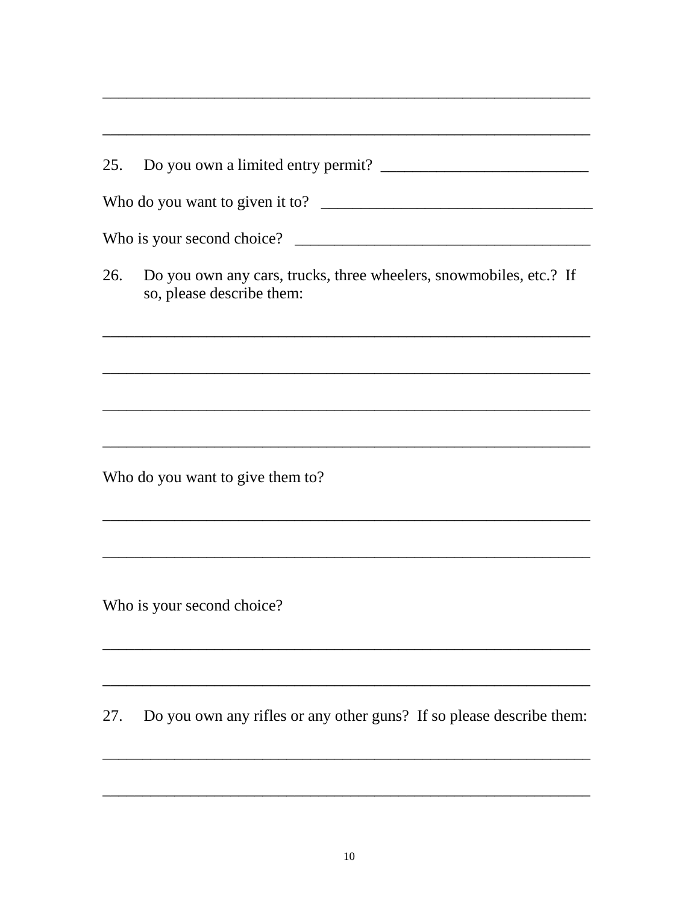\_\_\_\_\_\_\_\_\_\_\_\_\_\_\_\_\_\_\_\_\_\_\_\_\_\_\_\_\_\_\_\_\_\_\_\_\_\_\_\_\_\_\_\_\_\_\_\_\_\_\_\_\_\_\_\_\_\_\_\_

\_\_\_\_\_\_\_\_\_\_\_\_\_\_\_\_\_\_\_\_\_\_\_\_\_\_\_\_\_\_\_\_\_\_\_\_\_\_\_\_\_\_\_\_\_\_\_\_\_\_\_\_\_\_\_\_\_\_\_\_

25. Do you own a limited entry permit? \_\_\_\_\_\_\_\_\_\_\_\_\_\_\_\_\_\_\_\_\_\_\_\_\_\_

Who do you want to given it to? \_\_\_\_\_\_\_\_\_\_\_\_\_\_\_\_\_\_\_\_\_\_\_\_\_\_\_\_\_\_\_\_\_\_

Who is your second choice? \_\_\_\_\_\_\_\_\_\_\_\_\_\_\_\_\_\_\_\_\_\_\_\_\_\_\_\_\_\_\_\_\_\_\_\_\_\_

26. Do you own any cars, trucks, three wheelers, snowmobiles, etc.? If so, please describe them:

\_\_\_\_\_\_\_\_\_\_\_\_\_\_\_\_\_\_\_\_\_\_\_\_\_\_\_\_\_\_\_\_\_\_\_\_\_\_\_\_\_\_\_\_\_\_\_\_\_\_\_\_\_\_\_\_\_\_\_\_

\_\_\_\_\_\_\_\_\_\_\_\_\_\_\_\_\_\_\_\_\_\_\_\_\_\_\_\_\_\_\_\_\_\_\_\_\_\_\_\_\_\_\_\_\_\_\_\_\_\_\_\_\_\_\_\_\_\_\_\_

\_\_\_\_\_\_\_\_\_\_\_\_\_\_\_\_\_\_\_\_\_\_\_\_\_\_\_\_\_\_\_\_\_\_\_\_\_\_\_\_\_\_\_\_\_\_\_\_\_\_\_\_\_\_\_\_\_\_\_\_

\_\_\_\_\_\_\_\_\_\_\_\_\_\_\_\_\_\_\_\_\_\_\_\_\_\_\_\_\_\_\_\_\_\_\_\_\_\_\_\_\_\_\_\_\_\_\_\_\_\_\_\_\_\_\_\_\_\_\_\_

Who do you want to give them to?

\_\_\_\_\_\_\_\_\_\_\_\_\_\_\_\_\_\_\_\_\_\_\_\_\_\_\_\_\_\_\_\_\_\_\_\_\_\_\_\_\_\_\_\_\_\_\_\_\_\_\_\_\_\_\_\_\_\_\_\_

\_\_\_\_\_\_\_\_\_\_\_\_\_\_\_\_\_\_\_\_\_\_\_\_\_\_\_\_\_\_\_\_\_\_\_\_\_\_\_\_\_\_\_\_\_\_\_\_\_\_\_\_\_\_\_\_\_\_\_\_

Who is your second choice?

\_\_\_\_\_\_\_\_\_\_\_\_\_\_\_\_\_\_\_\_\_\_\_\_\_\_\_\_\_\_\_\_\_\_\_\_\_\_\_\_\_\_\_\_\_\_\_\_\_\_\_\_\_\_\_\_\_\_\_\_

\_\_\_\_\_\_\_\_\_\_\_\_\_\_\_\_\_\_\_\_\_\_\_\_\_\_\_\_\_\_\_\_\_\_\_\_\_\_\_\_\_\_\_\_\_\_\_\_\_\_\_\_\_\_\_\_\_\_\_\_

27. Do you own any rifles or any other guns? If so please describe them:

\_\_\_\_\_\_\_\_\_\_\_\_\_\_\_\_\_\_\_\_\_\_\_\_\_\_\_\_\_\_\_\_\_\_\_\_\_\_\_\_\_\_\_\_\_\_\_\_\_\_\_\_\_\_\_\_\_\_\_\_

\_\_\_\_\_\_\_\_\_\_\_\_\_\_\_\_\_\_\_\_\_\_\_\_\_\_\_\_\_\_\_\_\_\_\_\_\_\_\_\_\_\_\_\_\_\_\_\_\_\_\_\_\_\_\_\_\_\_\_\_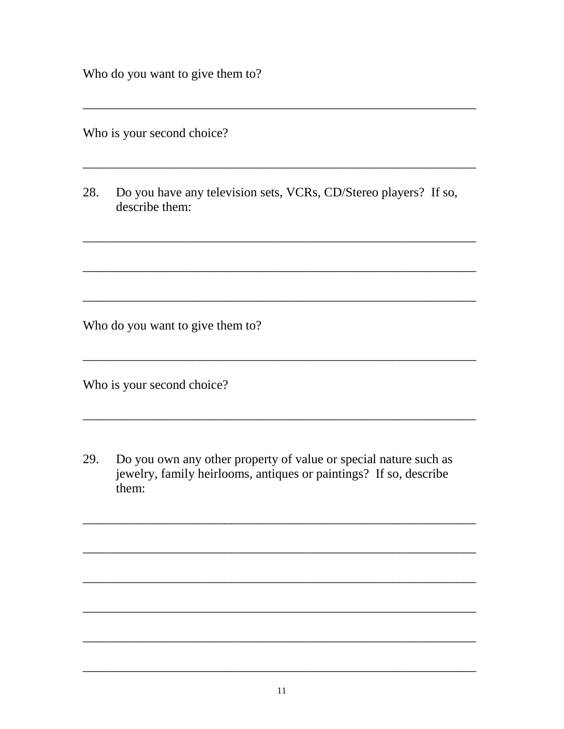Who do you want to give them to?

_______________________________________________________________

Who is your second choice?

_______________________________________________________________

28. Do you have any television sets, VCRs, CD/Stereo players? If so, describe them:

_______________________________________________________________

_______________________________________________________________

_______________________________________________________________

Who do you want to give them to?

_______________________________________________________________

Who is your second choice?

_______________________________________________________________

29. Do you own any other property of value or special nature such as jewelry, family heirlooms, antiques or paintings? If so, describe them:

_______________________________________________________________

_______________________________________________________________

_______________________________________________________________

_______________________________________________________________

_______________________________________________________________

_______________________________________________________________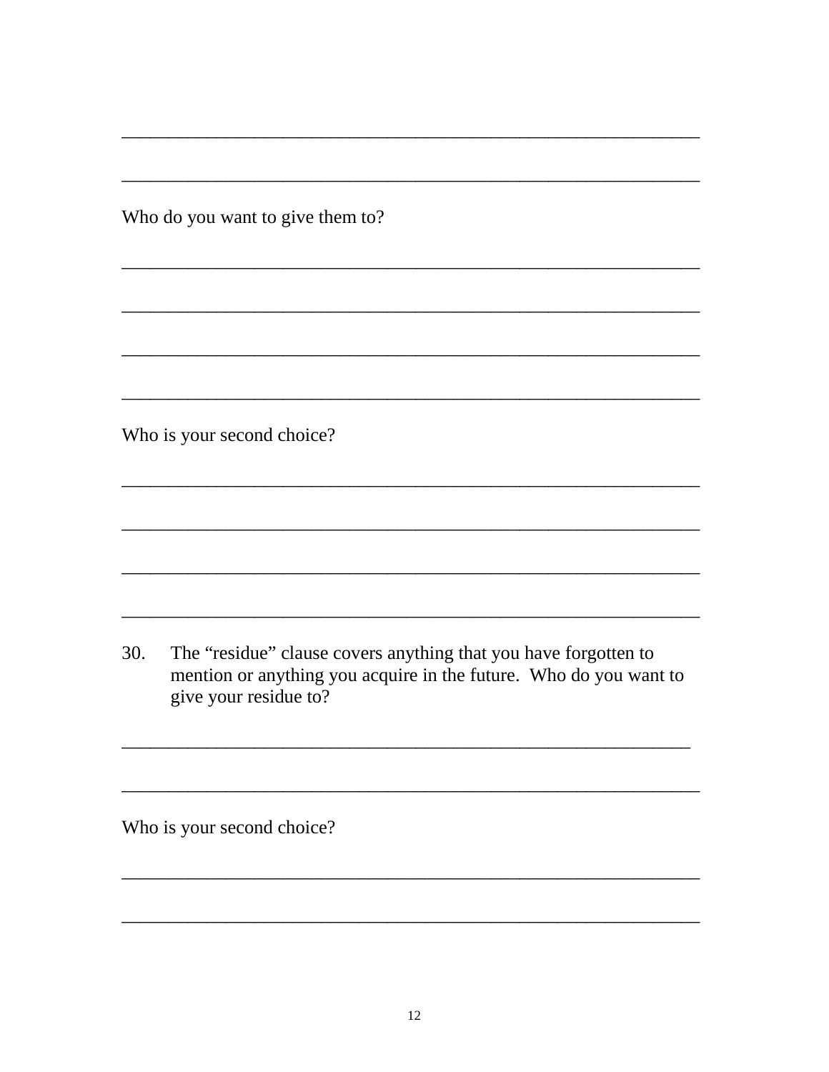\_\_\_\_\_\_\_\_\_\_\_\_\_\_\_\_\_\_\_\_\_\_\_\_\_\_\_\_\_\_\_\_\_\_\_\_\_\_\_\_\_\_\_\_\_\_\_\_\_\_\_\_\_\_\_\_\_\_\_\_\_\_

\_\_\_\_\_\_\_\_\_\_\_\_\_\_\_\_\_\_\_\_\_\_\_\_\_\_\_\_\_\_\_\_\_\_\_\_\_\_\_\_\_\_\_\_\_\_\_\_\_\_\_\_\_\_\_\_\_\_\_\_\_\_

Who do you want to give them to?

\_\_\_\_\_\_\_\_\_\_\_\_\_\_\_\_\_\_\_\_\_\_\_\_\_\_\_\_\_\_\_\_\_\_\_\_\_\_\_\_\_\_\_\_\_\_\_\_\_\_\_\_\_\_\_\_\_\_\_\_\_\_

\_\_\_\_\_\_\_\_\_\_\_\_\_\_\_\_\_\_\_\_\_\_\_\_\_\_\_\_\_\_\_\_\_\_\_\_\_\_\_\_\_\_\_\_\_\_\_\_\_\_\_\_\_\_\_\_\_\_\_\_\_\_

\_\_\_\_\_\_\_\_\_\_\_\_\_\_\_\_\_\_\_\_\_\_\_\_\_\_\_\_\_\_\_\_\_\_\_\_\_\_\_\_\_\_\_\_\_\_\_\_\_\_\_\_\_\_\_\_\_\_\_\_\_\_

\_\_\_\_\_\_\_\_\_\_\_\_\_\_\_\_\_\_\_\_\_\_\_\_\_\_\_\_\_\_\_\_\_\_\_\_\_\_\_\_\_\_\_\_\_\_\_\_\_\_\_\_\_\_\_\_\_\_\_\_\_\_

Who is your second choice?

\_\_\_\_\_\_\_\_\_\_\_\_\_\_\_\_\_\_\_\_\_\_\_\_\_\_\_\_\_\_\_\_\_\_\_\_\_\_\_\_\_\_\_\_\_\_\_\_\_\_\_\_\_\_\_\_\_\_\_\_\_\_

\_\_\_\_\_\_\_\_\_\_\_\_\_\_\_\_\_\_\_\_\_\_\_\_\_\_\_\_\_\_\_\_\_\_\_\_\_\_\_\_\_\_\_\_\_\_\_\_\_\_\_\_\_\_\_\_\_\_\_\_\_\_

\_\_\_\_\_\_\_\_\_\_\_\_\_\_\_\_\_\_\_\_\_\_\_\_\_\_\_\_\_\_\_\_\_\_\_\_\_\_\_\_\_\_\_\_\_\_\_\_\_\_\_\_\_\_\_\_\_\_\_\_\_\_

\_\_\_\_\_\_\_\_\_\_\_\_\_\_\_\_\_\_\_\_\_\_\_\_\_\_\_\_\_\_\_\_\_\_\_\_\_\_\_\_\_\_\_\_\_\_\_\_\_\_\_\_\_\_\_\_\_\_\_\_\_\_

30. The "residue" clause covers anything that you have forgotten to mention or anything you acquire in the future. Who do you want to give your residue to?

\_\_\_\_\_\_\_\_\_\_\_\_\_\_\_\_\_\_\_\_\_\_\_\_\_\_\_\_\_\_\_\_\_\_\_\_\_\_\_\_\_\_\_\_\_\_\_\_\_\_\_\_\_\_\_\_\_\_\_\_\_\_

\_\_\_\_\_\_\_\_\_\_\_\_\_\_\_\_\_\_\_\_\_\_\_\_\_\_\_\_\_\_\_\_\_\_\_\_\_\_\_\_\_\_\_\_\_\_\_\_\_\_\_\_\_\_\_\_\_\_\_\_\_\_

Who is your second choice?

\_\_\_\_\_\_\_\_\_\_\_\_\_\_\_\_\_\_\_\_\_\_\_\_\_\_\_\_\_\_\_\_\_\_\_\_\_\_\_\_\_\_\_\_\_\_\_\_\_\_\_\_\_\_\_\_\_\_\_\_\_\_

\_\_\_\_\_\_\_\_\_\_\_\_\_\_\_\_\_\_\_\_\_\_\_\_\_\_\_\_\_\_\_\_\_\_\_\_\_\_\_\_\_\_\_\_\_\_\_\_\_\_\_\_\_\_\_\_\_\_\_\_\_\_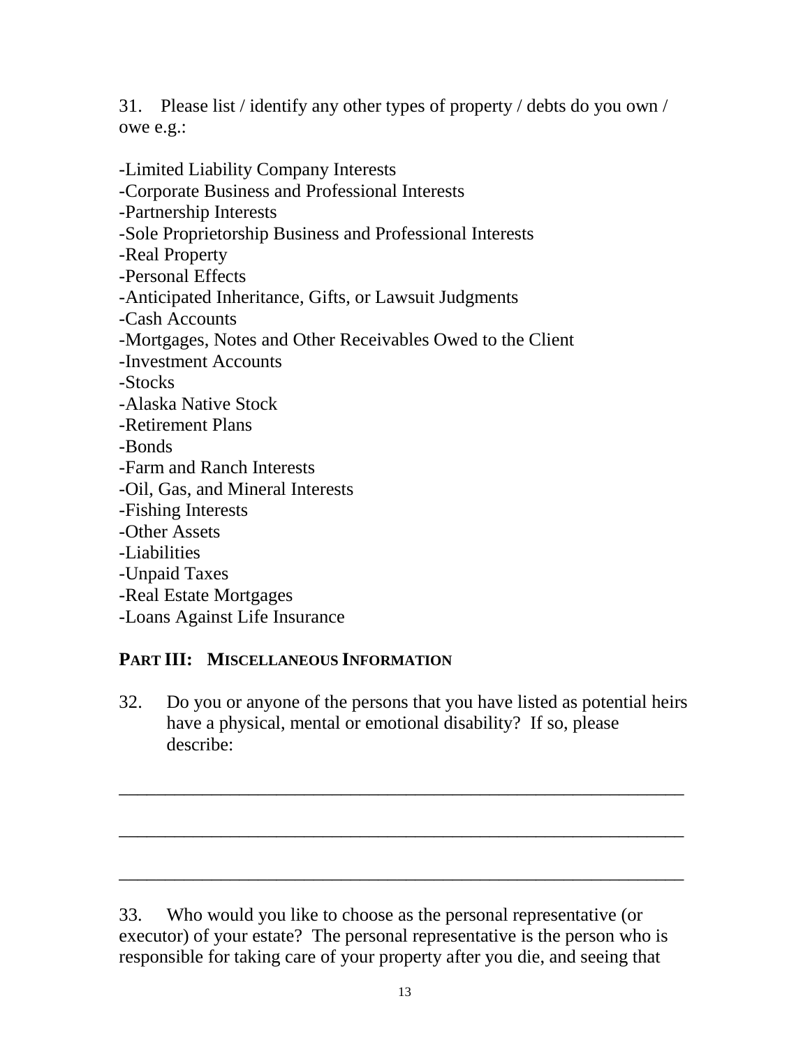31. Please list / identify any other types of property / debts do you own / owe e.g.:

-Limited Liability Company Interests
-Corporate Business and Professional Interests
-Partnership Interests
-Sole Proprietorship Business and Professional Interests
-Real Property
-Personal Effects
-Anticipated Inheritance, Gifts, or Lawsuit Judgments
-Cash Accounts
-Mortgages, Notes and Other Receivables Owed to the Client
-Investment Accounts
-Stocks
-Alaska Native Stock
-Retirement Plans
-Bonds
-Farm and Ranch Interests
-Oil, Gas, and Mineral Interests
-Fishing Interests
-Other Assets
-Liabilities
-Unpaid Taxes
-Real Estate Mortgages
-Loans Against Life Insurance

## PART III: MISCELLANEOUS INFORMATION

32. Do you or anyone of the persons that you have listed as potential heirs have a physical, mental or emotional disability? If so, please describe:

_______________________________________________________________

_______________________________________________________________

_______________________________________________________________

33. Who would you like to choose as the personal representative (or executor) of your estate? The personal representative is the person who is responsible for taking care of your property after you die, and seeing that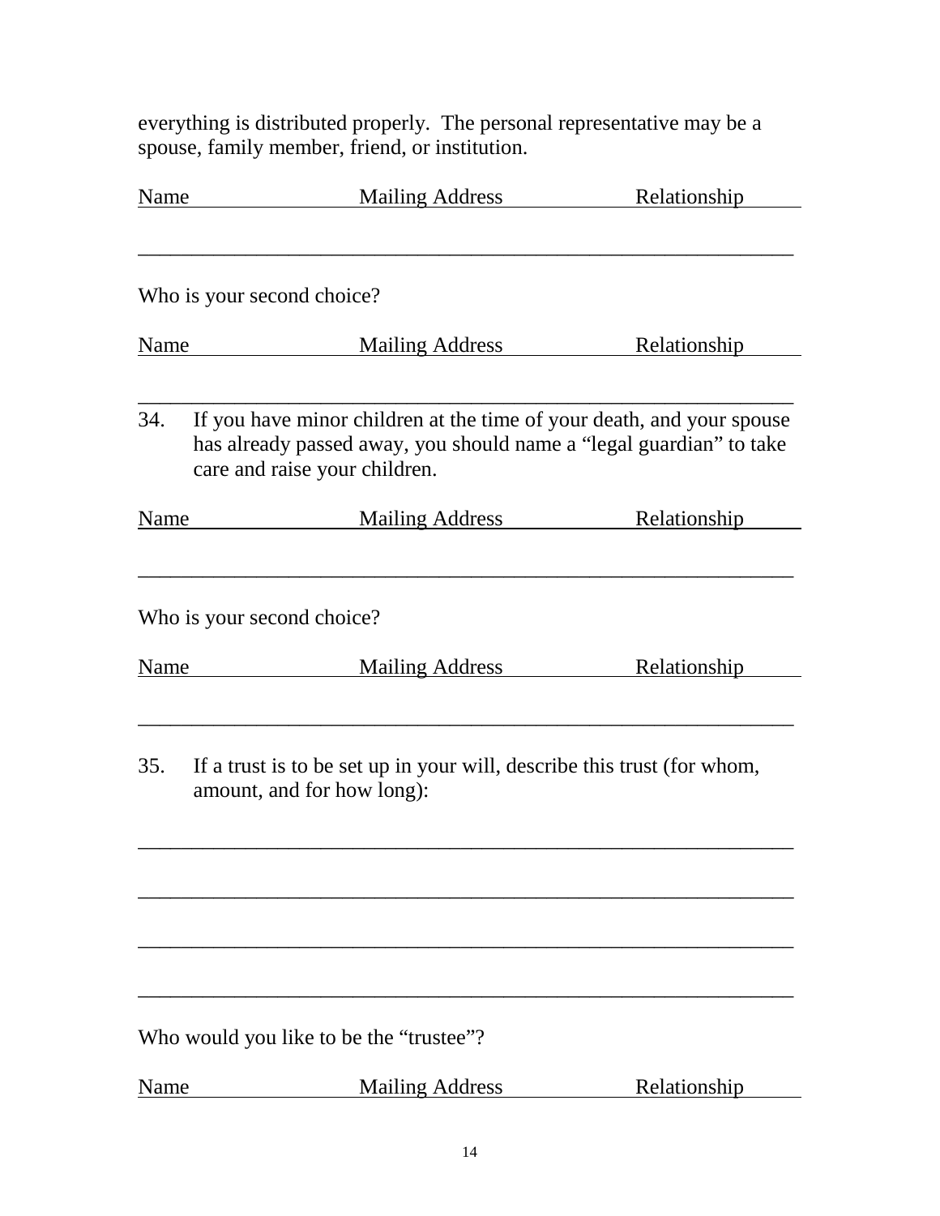everything is distributed properly. The personal representative may be a spouse, family member, friend, or institution.

Name                    Mailing Address                    Relationship

_______________________________________________________________

Who is your second choice?

Name                    Mailing Address                    Relationship

_______________________________________________________________

34. If you have minor children at the time of your death, and your spouse has already passed away, you should name a "legal guardian" to take care and raise your children.

Name                    Mailing Address                    Relationship

_______________________________________________________________

Who is your second choice?

Name                    Mailing Address                    Relationship

_______________________________________________________________

35. If a trust is to be set up in your will, describe this trust (for whom, amount, and for how long):

_______________________________________________________________

_______________________________________________________________

_______________________________________________________________

_______________________________________________________________

Who would you like to be the "trustee"?

Name                    Mailing Address                    Relationship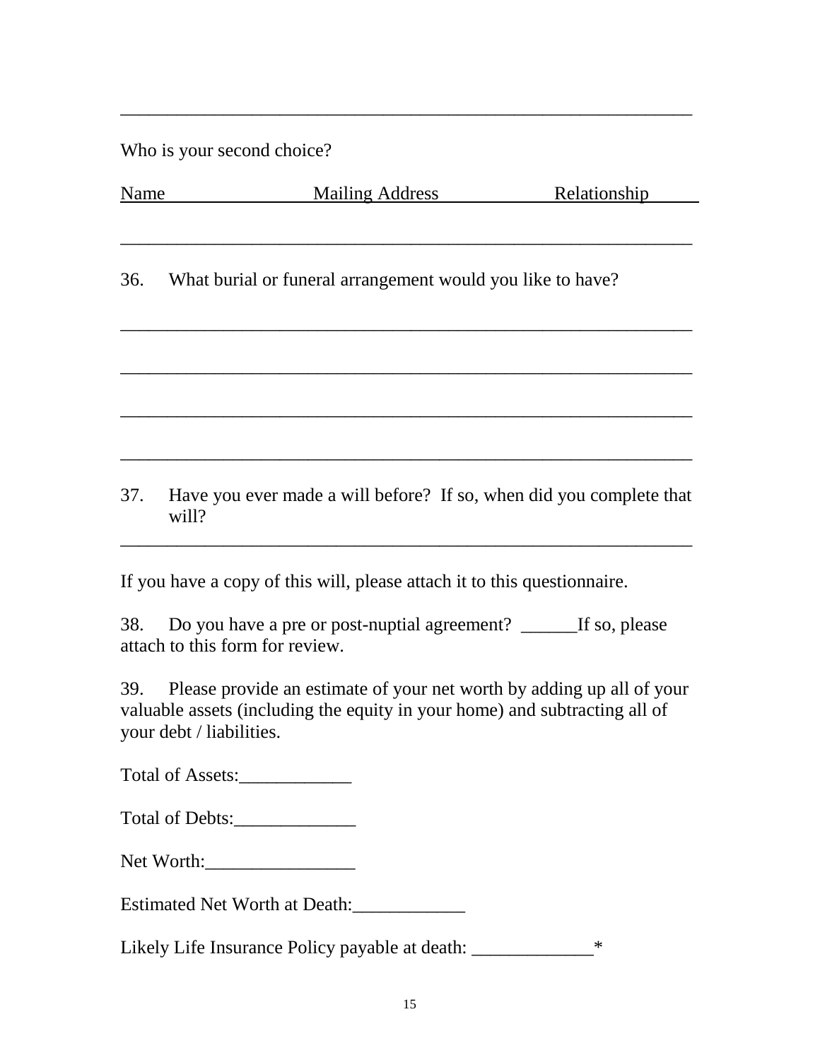\_\_\_\_\_\_\_\_\_\_\_\_\_\_\_\_\_\_\_\_\_\_\_\_\_\_\_\_\_\_\_\_\_\_\_\_\_\_\_\_\_\_\_\_\_\_\_\_\_\_\_\_\_\_\_\_\_\_\_\_

Who is your second choice?

| Name | Mailing Address | Relationship |
|---|---|---|
| | | |

36. What burial or funeral arrangement would you like to have?

\_\_\_\_\_\_\_\_\_\_\_\_\_\_\_\_\_\_\_\_\_\_\_\_\_\_\_\_\_\_\_\_\_\_\_\_\_\_\_\_\_\_\_\_\_\_\_\_\_\_\_\_\_\_\_\_\_\_\_\_

\_\_\_\_\_\_\_\_\_\_\_\_\_\_\_\_\_\_\_\_\_\_\_\_\_\_\_\_\_\_\_\_\_\_\_\_\_\_\_\_\_\_\_\_\_\_\_\_\_\_\_\_\_\_\_\_\_\_\_\_

\_\_\_\_\_\_\_\_\_\_\_\_\_\_\_\_\_\_\_\_\_\_\_\_\_\_\_\_\_\_\_\_\_\_\_\_\_\_\_\_\_\_\_\_\_\_\_\_\_\_\_\_\_\_\_\_\_\_\_\_

\_\_\_\_\_\_\_\_\_\_\_\_\_\_\_\_\_\_\_\_\_\_\_\_\_\_\_\_\_\_\_\_\_\_\_\_\_\_\_\_\_\_\_\_\_\_\_\_\_\_\_\_\_\_\_\_\_\_\_\_

37. Have you ever made a will before? If so, when did you complete that will?

\_\_\_\_\_\_\_\_\_\_\_\_\_\_\_\_\_\_\_\_\_\_\_\_\_\_\_\_\_\_\_\_\_\_\_\_\_\_\_\_\_\_\_\_\_\_\_\_\_\_\_\_\_\_\_\_\_\_\_\_

If you have a copy of this will, please attach it to this questionnaire.

38. Do you have a pre or post-nuptial agreement? \_\_\_\_\_\_If so, please attach to this form for review.

39. Please provide an estimate of your net worth by adding up all of your valuable assets (including the equity in your home) and subtracting all of your debt / liabilities.

Total of Assets:\_\_\_\_\_\_\_\_\_\_\_\_

Total of Debts:\_\_\_\_\_\_\_\_\_\_\_\_\_

Net Worth:\_\_\_\_\_\_\_\_\_\_\_\_\_\_\_\_

Estimated Net Worth at Death:\_\_\_\_\_\_\_\_\_\_\_\_

Likely Life Insurance Policy payable at death: \_\_\_\_\_\_\_\_\_\_\_\_\_*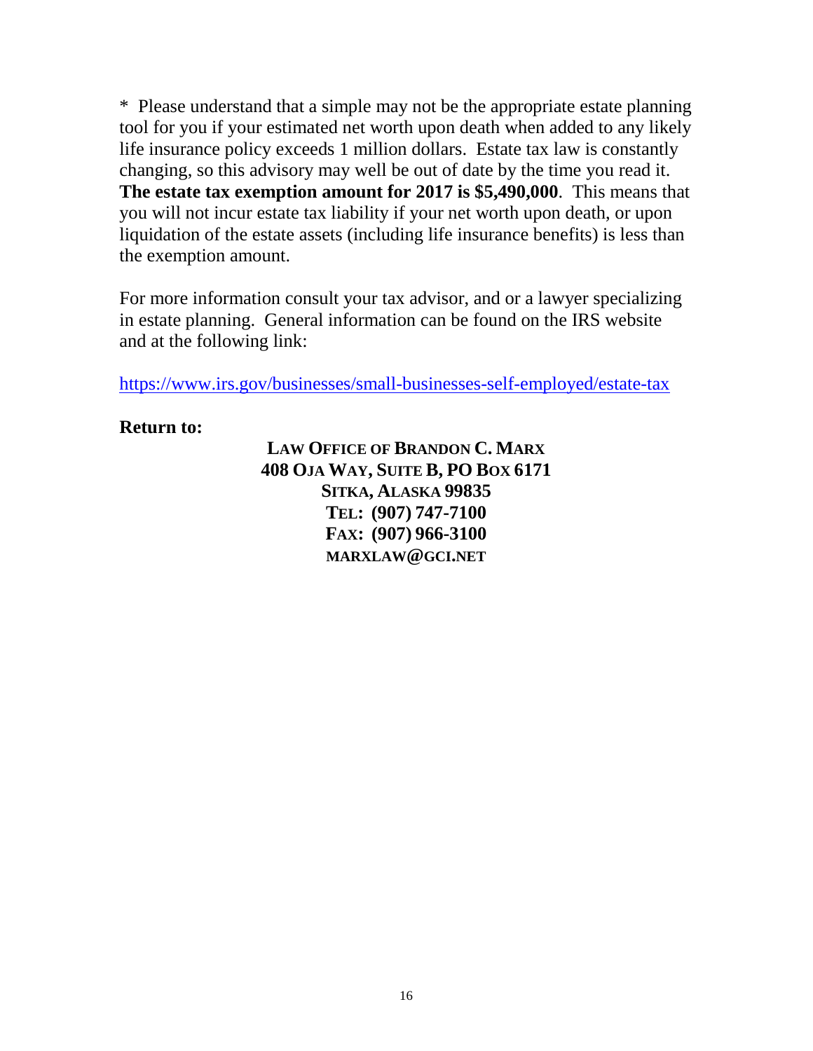* Please understand that a simple may not be the appropriate estate planning tool for you if your estimated net worth upon death when added to any likely life insurance policy exceeds 1 million dollars. Estate tax law is constantly changing, so this advisory may well be out of date by the time you read it. **The estate tax exemption amount for 2017 is $5,490,000**. This means that you will not incur estate tax liability if your net worth upon death, or upon liquidation of the estate assets (including life insurance benefits) is less than the exemption amount.

For more information consult your tax advisor, and or a lawyer specializing in estate planning. General information can be found on the IRS website and at the following link:

https://www.irs.gov/businesses/small-businesses-self-employed/estate-tax

**Return to:**

**LAW OFFICE OF BRANDON C. MARX**
**408 OJA WAY, SUITE B, PO BOX 6171**
**SITKA, ALASKA 99835**
**TEL: (907) 747-7100**
**FAX: (907) 966-3100**
**MARXLAW@GCI.NET**